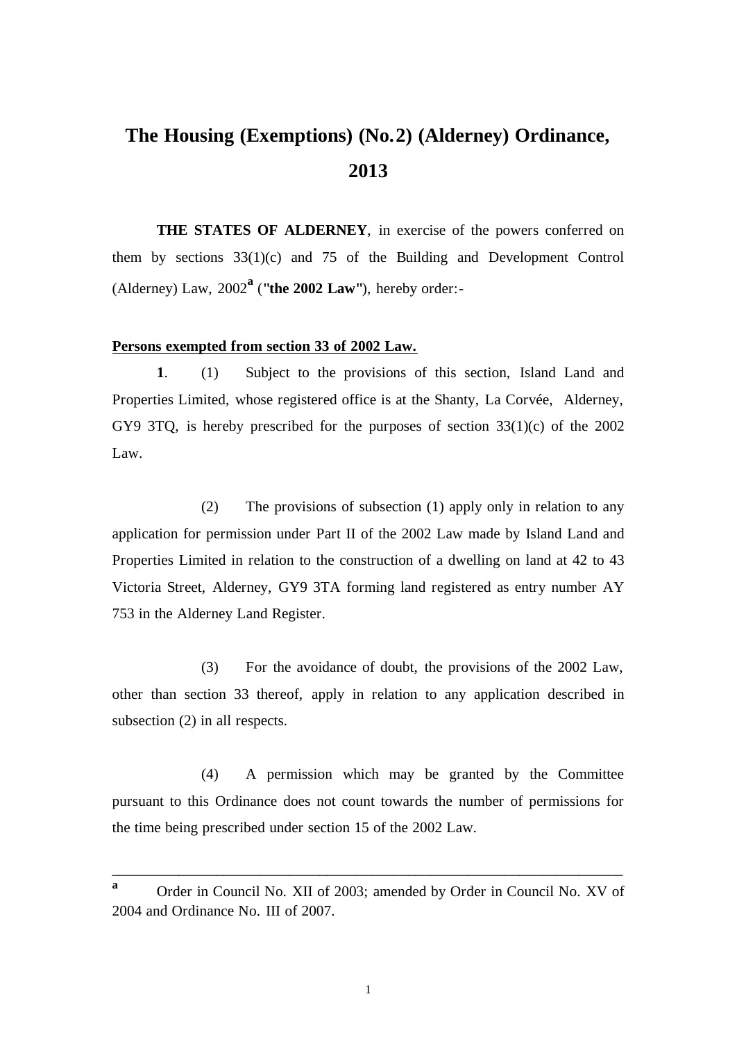# The Housing (Exemptions) (No. 2) (Alderney) Ordinance, 2013

**THE STATES OF ALDERNEY**, in exercise of the powers conferred on them by sections 33(1)(c) and 75 of the Building and Development Control (Alderney) Law, 2002[a] (**"the 2002 Law"**), hereby order:-

**<u>Persons exempted from section 33 of 2002 Law.</u>**

**1**. (1) Subject to the provisions of this section, Island Land and Properties Limited, whose registered office is at the Shanty, La Corvée, Alderney, GY9 3TQ, is hereby prescribed for the purposes of section 33(1)(c) of the 2002 Law.

(2) The provisions of subsection (1) apply only in relation to any application for permission under Part II of the 2002 Law made by Island Land and Properties Limited in relation to the construction of a dwelling on land at 42 to 43 Victoria Street, Alderney, GY9 3TA forming land registered as entry number AY 753 in the Alderney Land Register.

(3) For the avoidance of doubt, the provisions of the 2002 Law, other than section 33 thereof, apply in relation to any application described in subsection (2) in all respects.

(4) A permission which may be granted by the Committee pursuant to this Ordinance does not count towards the number of permissions for the time being prescribed under section 15 of the 2002 Law.

---

[a] Order in Council No. XII of 2003; amended by Order in Council No. XV of 2004 and Ordinance No. III of 2007.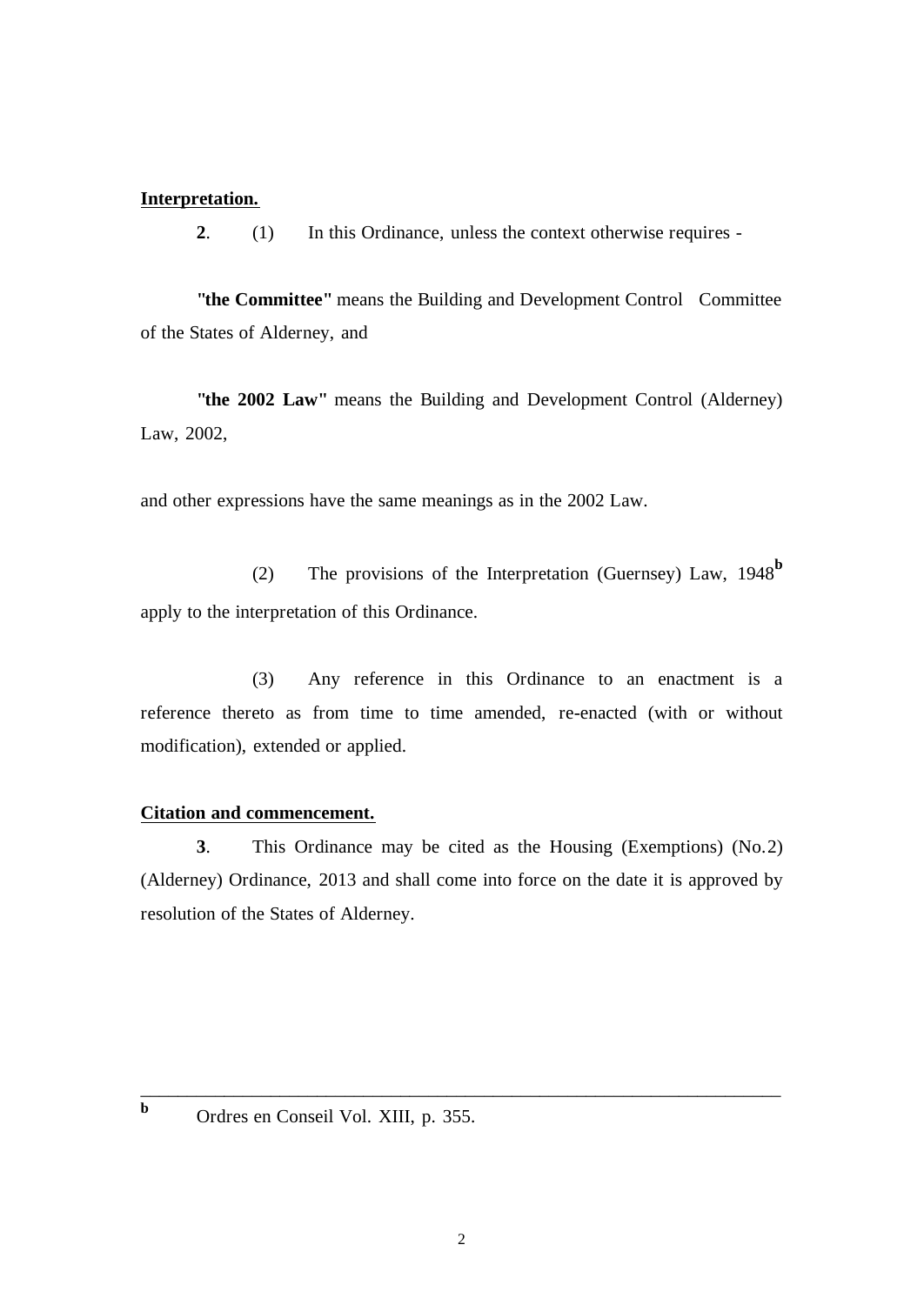**Interpretation.**

**2**. (1) In this Ordinance, unless the context otherwise requires -

**"the Committee"** means the Building and Development Control Committee of the States of Alderney, and

**"the 2002 Law"** means the Building and Development Control (Alderney) Law, 2002,

and other expressions have the same meanings as in the 2002 Law.

(2) The provisions of the Interpretation (Guernsey) Law, 1948[b] apply to the interpretation of this Ordinance.

(3) Any reference in this Ordinance to an enactment is a reference thereto as from time to time amended, re-enacted (with or without modification), extended or applied.

**Citation and commencement.**

**3**. This Ordinance may be cited as the Housing (Exemptions) (No.2) (Alderney) Ordinance, 2013 and shall come into force on the date it is approved by resolution of the States of Alderney.

---

[b] Ordres en Conseil Vol. XIII, p. 355.